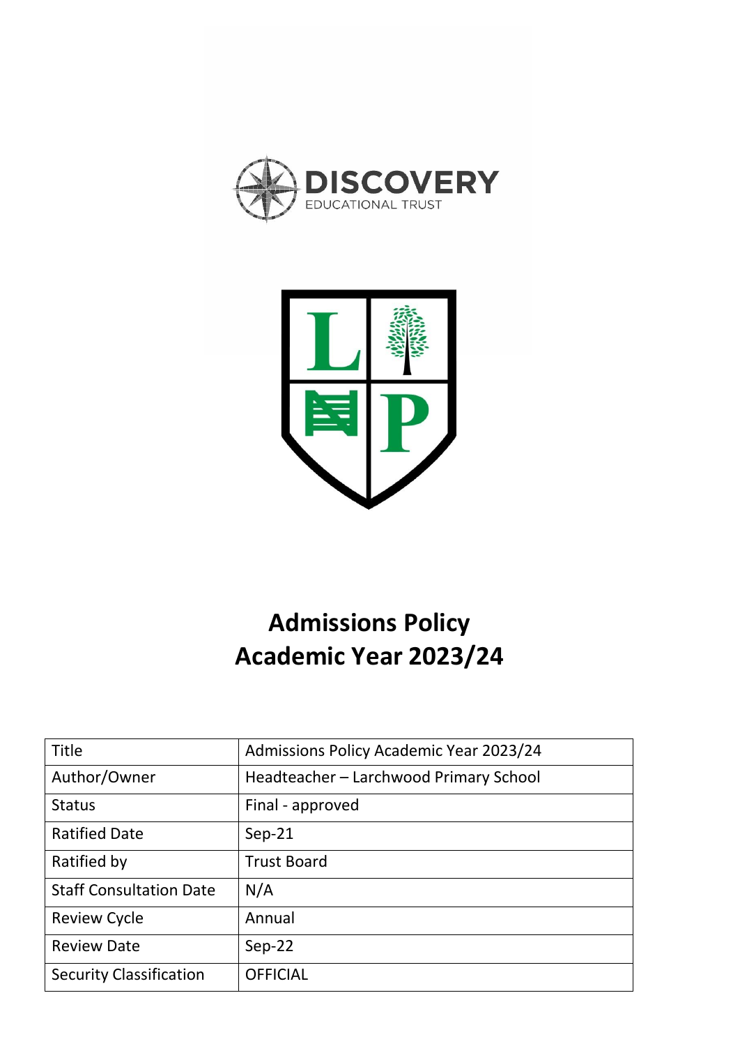# Admissions Policy
# Academic Year 2023/24

| Title | Admissions Policy Academic Year 2023/24 |
|---|---|
| Author/Owner | Headteacher – Larchwood Primary School |
| Status | Final - approved |
| Ratified Date | Sep-21 |
| Ratified by | Trust Board |
| Staff Consultation Date | N/A |
| Review Cycle | Annual |
| Review Date | Sep-22 |
| Security Classification | OFFICIAL |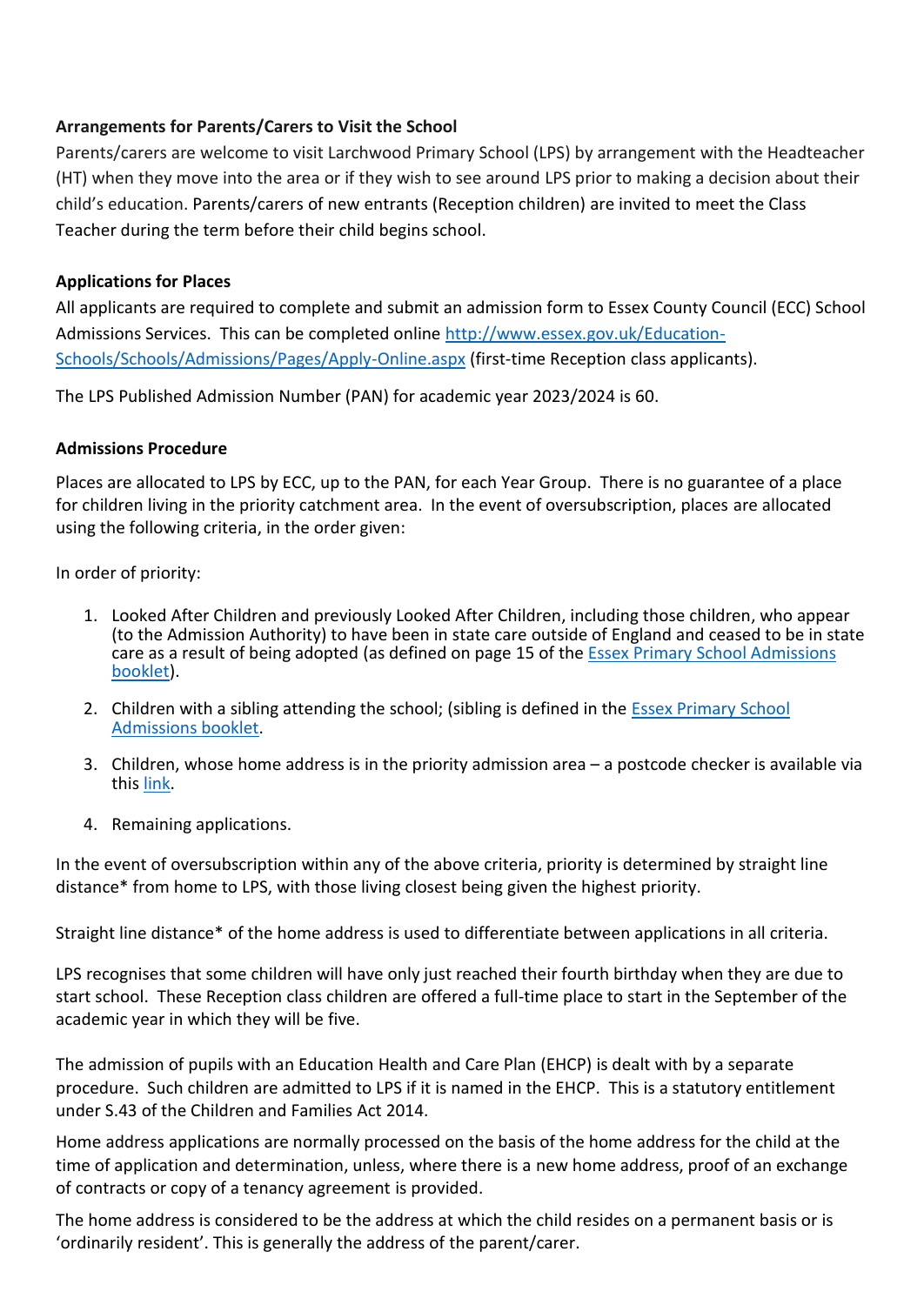**Arrangements for Parents/Carers to Visit the School**

Parents/carers are welcome to visit Larchwood Primary School (LPS) by arrangement with the Headteacher (HT) when they move into the area or if they wish to see around LPS prior to making a decision about their child's education. Parents/carers of new entrants (Reception children) are invited to meet the Class Teacher during the term before their child begins school.

**Applications for Places**

All applicants are required to complete and submit an admission form to Essex County Council (ECC) School Admissions Services. This can be completed online [http://www.essex.gov.uk/Education-Schools/Schools/Admissions/Pages/Apply-Online.aspx](http://www.essex.gov.uk/Education-Schools/Schools/Admissions/Pages/Apply-Online.aspx) (first-time Reception class applicants).

The LPS Published Admission Number (PAN) for academic year 2023/2024 is 60.

**Admissions Procedure**

Places are allocated to LPS by ECC, up to the PAN, for each Year Group. There is no guarantee of a place for children living in the priority catchment area. In the event of oversubscription, places are allocated using the following criteria, in the order given:

In order of priority:

1. Looked After Children and previously Looked After Children, including those children, who appear (to the Admission Authority) to have been in state care outside of England and ceased to be in state care as a result of being adopted (as defined on page 15 of the Essex Primary School Admissions booklet).
2. Children with a sibling attending the school; (sibling is defined in the Essex Primary School Admissions booklet.
3. Children, whose home address is in the priority admission area – a postcode checker is available via this link.
4. Remaining applications.

In the event of oversubscription within any of the above criteria, priority is determined by straight line distance* from home to LPS, with those living closest being given the highest priority.

Straight line distance* of the home address is used to differentiate between applications in all criteria.

LPS recognises that some children will have only just reached their fourth birthday when they are due to start school. These Reception class children are offered a full-time place to start in the September of the academic year in which they will be five.

The admission of pupils with an Education Health and Care Plan (EHCP) is dealt with by a separate procedure. Such children are admitted to LPS if it is named in the EHCP. This is a statutory entitlement under S.43 of the Children and Families Act 2014.

Home address applications are normally processed on the basis of the home address for the child at the time of application and determination, unless, where there is a new home address, proof of an exchange of contracts or copy of a tenancy agreement is provided.

The home address is considered to be the address at which the child resides on a permanent basis or is 'ordinarily resident'. This is generally the address of the parent/carer.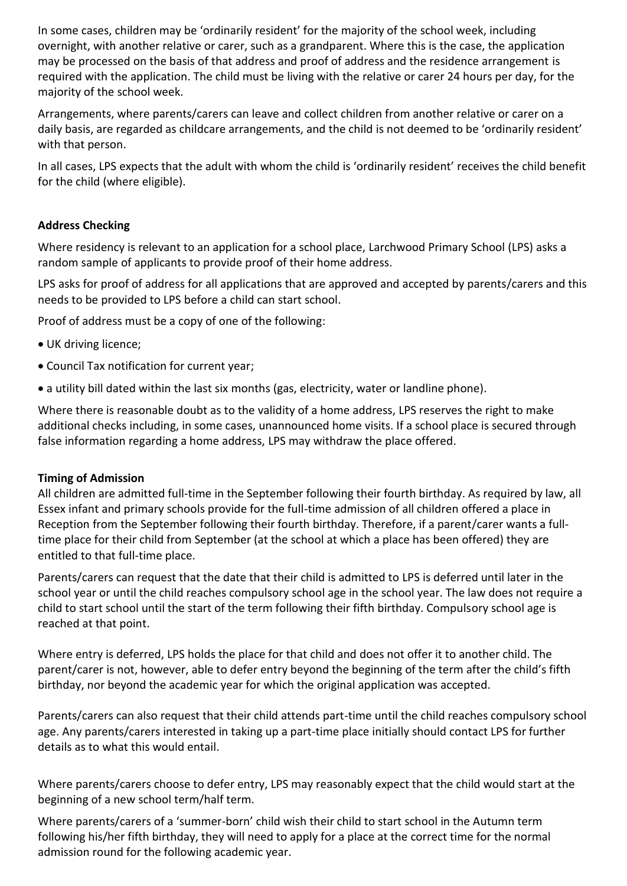In some cases, children may be 'ordinarily resident' for the majority of the school week, including overnight, with another relative or carer, such as a grandparent. Where this is the case, the application may be processed on the basis of that address and proof of address and the residence arrangement is required with the application. The child must be living with the relative or carer 24 hours per day, for the majority of the school week.

Arrangements, where parents/carers can leave and collect children from another relative or carer on a daily basis, are regarded as childcare arrangements, and the child is not deemed to be 'ordinarily resident' with that person.

In all cases, LPS expects that the adult with whom the child is 'ordinarily resident' receives the child benefit for the child (where eligible).

**Address Checking**

Where residency is relevant to an application for a school place, Larchwood Primary School (LPS) asks a random sample of applicants to provide proof of their home address.

LPS asks for proof of address for all applications that are approved and accepted by parents/carers and this needs to be provided to LPS before a child can start school.

Proof of address must be a copy of one of the following:

- UK driving licence;
- Council Tax notification for current year;
- a utility bill dated within the last six months (gas, electricity, water or landline phone).

Where there is reasonable doubt as to the validity of a home address, LPS reserves the right to make additional checks including, in some cases, unannounced home visits. If a school place is secured through false information regarding a home address, LPS may withdraw the place offered.

**Timing of Admission**

All children are admitted full-time in the September following their fourth birthday. As required by law, all Essex infant and primary schools provide for the full-time admission of all children offered a place in Reception from the September following their fourth birthday. Therefore, if a parent/carer wants a full-time place for their child from September (at the school at which a place has been offered) they are entitled to that full-time place.

Parents/carers can request that the date that their child is admitted to LPS is deferred until later in the school year or until the child reaches compulsory school age in the school year. The law does not require a child to start school until the start of the term following their fifth birthday. Compulsory school age is reached at that point.

Where entry is deferred, LPS holds the place for that child and does not offer it to another child. The parent/carer is not, however, able to defer entry beyond the beginning of the term after the child's fifth birthday, nor beyond the academic year for which the original application was accepted.

Parents/carers can also request that their child attends part-time until the child reaches compulsory school age. Any parents/carers interested in taking up a part-time place initially should contact LPS for further details as to what this would entail.

Where parents/carers choose to defer entry, LPS may reasonably expect that the child would start at the beginning of a new school term/half term.

Where parents/carers of a 'summer-born' child wish their child to start school in the Autumn term following his/her fifth birthday, they will need to apply for a place at the correct time for the normal admission round for the following academic year.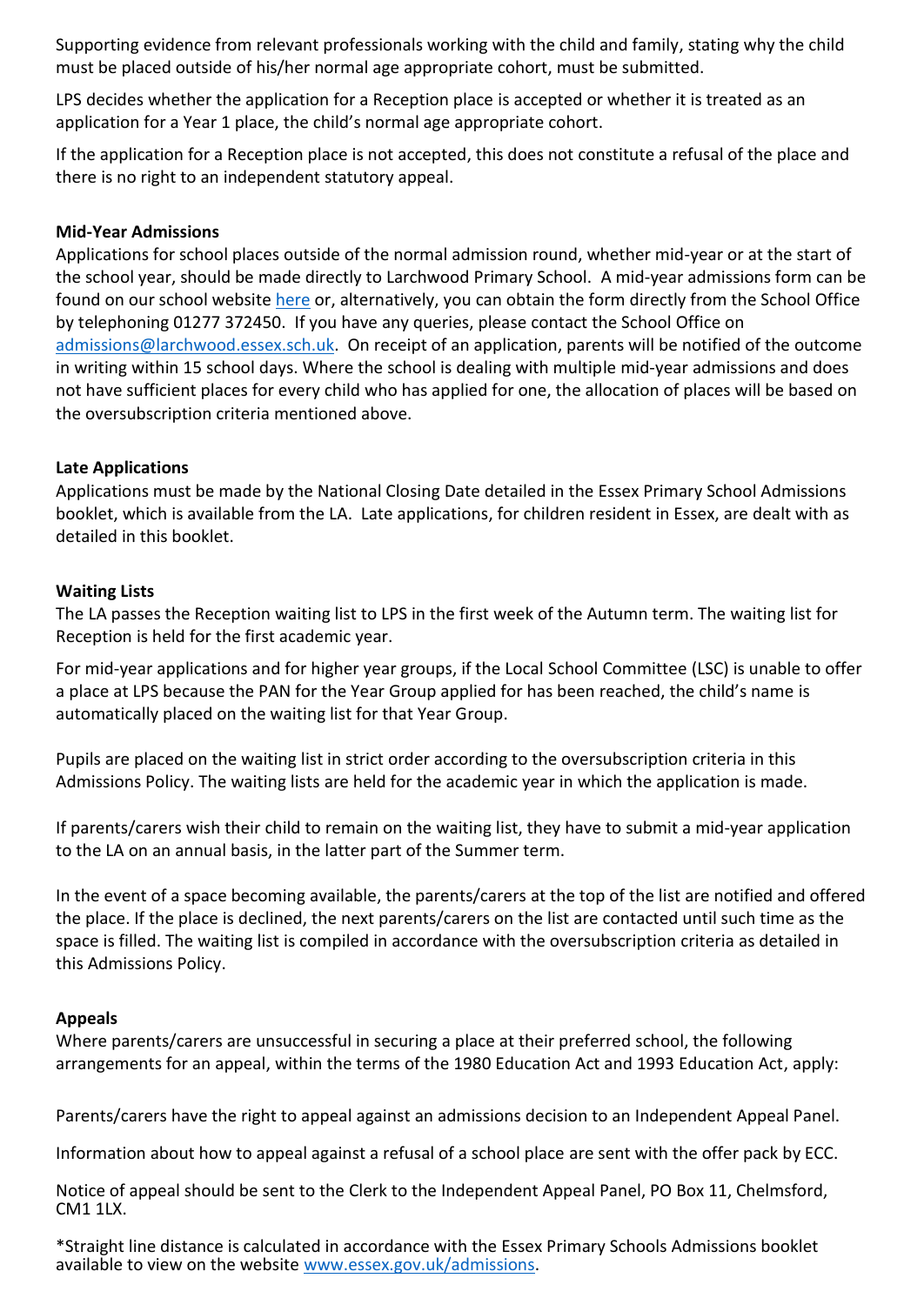Supporting evidence from relevant professionals working with the child and family, stating why the child must be placed outside of his/her normal age appropriate cohort, must be submitted.

LPS decides whether the application for a Reception place is accepted or whether it is treated as an application for a Year 1 place, the child's normal age appropriate cohort.

If the application for a Reception place is not accepted, this does not constitute a refusal of the place and there is no right to an independent statutory appeal.

**Mid-Year Admissions**

Applications for school places outside of the normal admission round, whether mid-year or at the start of the school year, should be made directly to Larchwood Primary School. A mid-year admissions form can be found on our school website [here]() or, alternatively, you can obtain the form directly from the School Office by telephoning 01277 372450. If you have any queries, please contact the School Office on [admissions@larchwood.essex.sch.uk](mailto:admissions@larchwood.essex.sch.uk). On receipt of an application, parents will be notified of the outcome in writing within 15 school days. Where the school is dealing with multiple mid-year admissions and does not have sufficient places for every child who has applied for one, the allocation of places will be based on the oversubscription criteria mentioned above.

**Late Applications**

Applications must be made by the National Closing Date detailed in the Essex Primary School Admissions booklet, which is available from the LA. Late applications, for children resident in Essex, are dealt with as detailed in this booklet.

**Waiting Lists**

The LA passes the Reception waiting list to LPS in the first week of the Autumn term. The waiting list for Reception is held for the first academic year.

For mid-year applications and for higher year groups, if the Local School Committee (LSC) is unable to offer a place at LPS because the PAN for the Year Group applied for has been reached, the child's name is automatically placed on the waiting list for that Year Group.

Pupils are placed on the waiting list in strict order according to the oversubscription criteria in this Admissions Policy. The waiting lists are held for the academic year in which the application is made.

If parents/carers wish their child to remain on the waiting list, they have to submit a mid-year application to the LA on an annual basis, in the latter part of the Summer term.

In the event of a space becoming available, the parents/carers at the top of the list are notified and offered the place. If the place is declined, the next parents/carers on the list are contacted until such time as the space is filled. The waiting list is compiled in accordance with the oversubscription criteria as detailed in this Admissions Policy.

**Appeals**

Where parents/carers are unsuccessful in securing a place at their preferred school, the following arrangements for an appeal, within the terms of the 1980 Education Act and 1993 Education Act, apply:

Parents/carers have the right to appeal against an admissions decision to an Independent Appeal Panel.

Information about how to appeal against a refusal of a school place are sent with the offer pack by ECC.

Notice of appeal should be sent to the Clerk to the Independent Appeal Panel, PO Box 11, Chelmsford, CM1 1LX.

*Straight line distance is calculated in accordance with the Essex Primary Schools Admissions booklet available to view on the website [www.essex.gov.uk/admissions](http://www.essex.gov.uk/admissions).